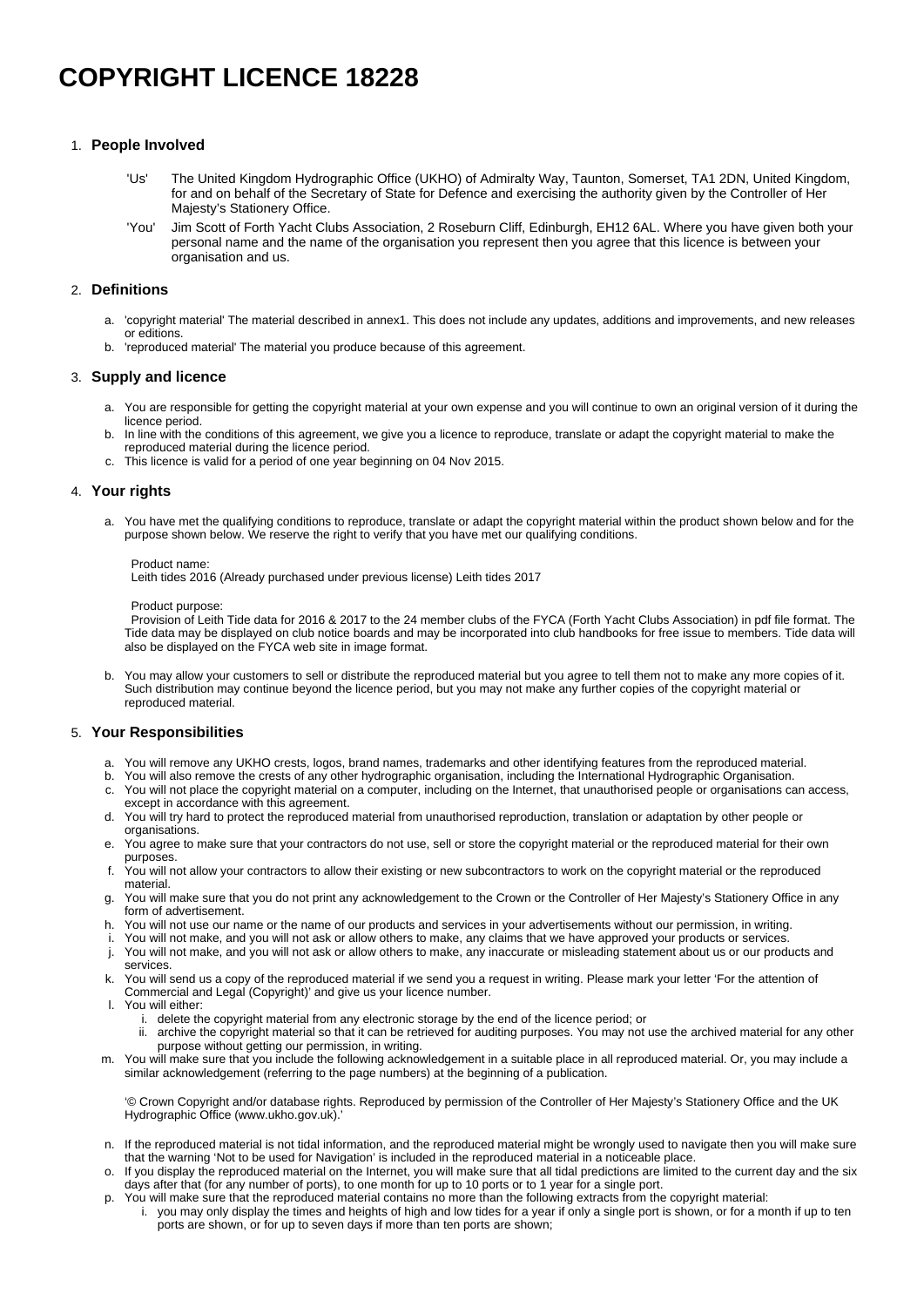# COPYRIGHT LICENCE 18228

## 1. People Involved

'Us' The United Kingdom Hydrographic Office (UKHO) of Admiralty Way, Taunton, Somerset, TA1 2DN, United Kingdom, for and on behalf of the Secretary of State for Defence and exercising the authority given by the Controller of Her Majesty's Stationery Office.

'You' Jim Scott of Forth Yacht Clubs Association, 2 Roseburn Cliff, Edinburgh, EH12 6AL. Where you have given both your personal name and the name of the organisation you represent then you agree that this licence is between your organisation and us.

## 2. Definitions

a. 'copyright material' The material described in annex1. This does not include any updates, additions and improvements, and new releases or editions.
b. 'reproduced material' The material you produce because of this agreement.

## 3. Supply and licence

a. You are responsible for getting the copyright material at your own expense and you will continue to own an original version of it during the licence period.
b. In line with the conditions of this agreement, we give you a licence to reproduce, translate or adapt the copyright material to make the reproduced material during the licence period.
c. This licence is valid for a period of one year beginning on 04 Nov 2015.

## 4. Your rights

a. You have met the qualifying conditions to reproduce, translate or adapt the copyright material within the product shown below and for the purpose shown below. We reserve the right to verify that you have met our qualifying conditions.

   Product name:
   Leith tides 2016 (Already purchased under previous license) Leith tides 2017

   Product purpose:
   Provision of Leith Tide data for 2016 & 2017 to the 24 member clubs of the FYCA (Forth Yacht Clubs Association) in pdf file format. The Tide data may be displayed on club notice boards and may be incorporated into club handbooks for free issue to members. Tide data will also be displayed on the FYCA web site in image format.

b. You may allow your customers to sell or distribute the reproduced material but you agree to tell them not to make any more copies of it. Such distribution may continue beyond the licence period, but you may not make any further copies of the copyright material or reproduced material.

## 5. Your Responsibilities

a. You will remove any UKHO crests, logos, brand names, trademarks and other identifying features from the reproduced material.
b. You will also remove the crests of any other hydrographic organisation, including the International Hydrographic Organisation.
c. You will not place the copyright material on a computer, including on the Internet, that unauthorised people or organisations can access, except in accordance with this agreement.
d. You will try hard to protect the reproduced material from unauthorised reproduction, translation or adaptation by other people or organisations.
e. You agree to make sure that your contractors do not use, sell or store the copyright material or the reproduced material for their own purposes.
f. You will not allow your contractors to allow their existing or new subcontractors to work on the copyright material or the reproduced material.
g. You will make sure that you do not print any acknowledgement to the Crown or the Controller of Her Majesty's Stationery Office in any form of advertisement.
h. You will not use our name or the name of our products and services in your advertisements without our permission, in writing.
i. You will not make, and you will not ask or allow others to make, any claims that we have approved your products or services.
j. You will not make, and you will not ask or allow others to make, any inaccurate or misleading statement about us or our products and services.
k. You will send us a copy of the reproduced material if we send you a request in writing. Please mark your letter 'For the attention of Commercial and Legal (Copyright)' and give us your licence number.
l. You will either:
   i. delete the copyright material from any electronic storage by the end of the licence period; or
   ii. archive the copyright material so that it can be retrieved for auditing purposes. You may not use the archived material for any other purpose without getting our permission, in writing.
m. You will make sure that you include the following acknowledgement in a suitable place in all reproduced material. Or, you may include a similar acknowledgement (referring to the page numbers) at the beginning of a publication.

   '© Crown Copyright and/or database rights. Reproduced by permission of the Controller of Her Majesty's Stationery Office and the UK Hydrographic Office (www.ukho.gov.uk).'

n. If the reproduced material is not tidal information, and the reproduced material might be wrongly used to navigate then you will make sure that the warning 'Not to be used for Navigation' is included in the reproduced material in a noticeable place.
o. If you display the reproduced material on the Internet, you will make sure that all tidal predictions are limited to the current day and the six days after that (for any number of ports), to one month for up to 10 ports or to 1 year for a single port.
p. You will make sure that the reproduced material contains no more than the following extracts from the copyright material:
   i. you may only display the times and heights of high and low tides for a year if only a single port is shown, or for a month if up to ten ports are shown, or for up to seven days if more than ten ports are shown;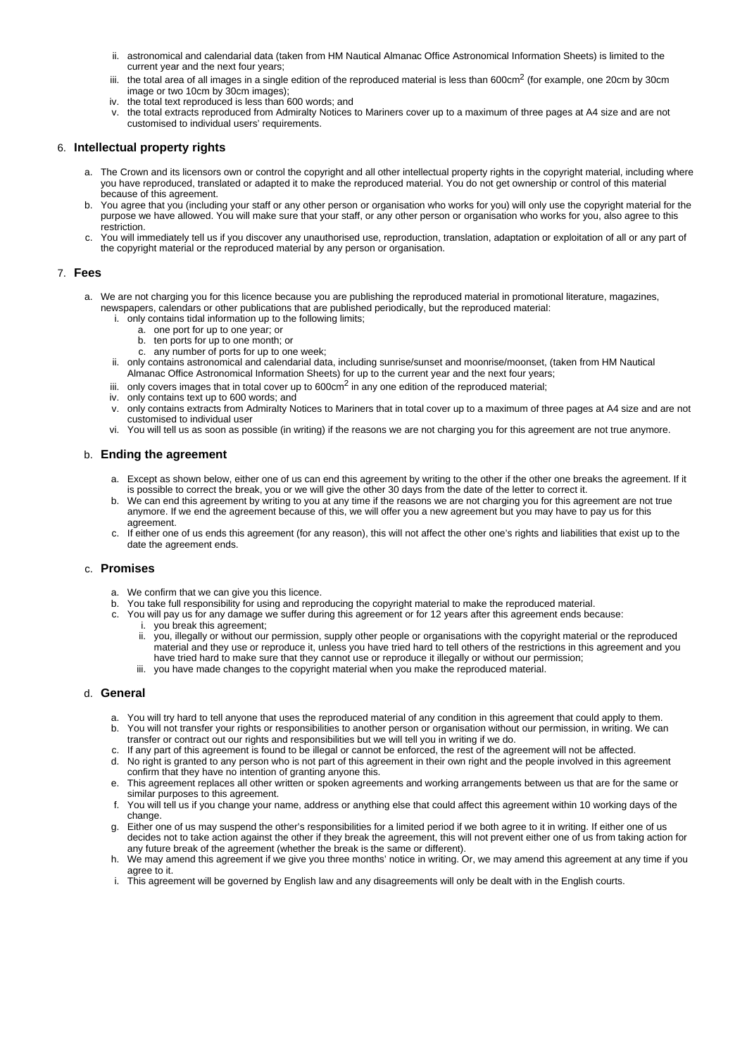ii. astronomical and calendarial data (taken from HM Nautical Almanac Office Astronomical Information Sheets) is limited to the current year and the next four years;
iii. the total area of all images in a single edition of the reproduced material is less than 600cm$^2$ (for example, one 20cm by 30cm image or two 10cm by 30cm images);
iv. the total text reproduced is less than 600 words; and
v. the total extracts reproduced from Admiralty Notices to Mariners cover up to a maximum of three pages at A4 size and are not customised to individual users' requirements.

## 6. Intellectual property rights

a. The Crown and its licensors own or control the copyright and all other intellectual property rights in the copyright material, including where you have reproduced, translated or adapted it to make the reproduced material. You do not get ownership or control of this material because of this agreement.
b. You agree that you (including your staff or any other person or organisation who works for you) will only use the copyright material for the purpose we have allowed. You will make sure that your staff, or any other person or organisation who works for you, also agree to this restriction.
c. You will immediately tell us if you discover any unauthorised use, reproduction, translation, adaptation or exploitation of all or any part of the copyright material or the reproduced material by any person or organisation.

## 7. Fees

a. We are not charging you for this licence because you are publishing the reproduced material in promotional literature, magazines, newspapers, calendars or other publications that are published periodically, but the reproduced material:
   i. only contains tidal information up to the following limits;
      a. one port for up to one year; or
      b. ten ports for up to one month; or
      c. any number of ports for up to one week;
   ii. only contains astronomical and calendarial data, including sunrise/sunset and moonrise/moonset, (taken from HM Nautical Almanac Office Astronomical Information Sheets) for up to the current year and the next four years;
   iii. only covers images that in total cover up to 600cm$^2$ in any one edition of the reproduced material;
   iv. only contains text up to 600 words; and
   v. only contains extracts from Admiralty Notices to Mariners that in total cover up to a maximum of three pages at A4 size and are not customised to individual user
   vi. You will tell us as soon as possible (in writing) if the reasons we are not charging you for this agreement are not true anymore.

### b. Ending the agreement

a. Except as shown below, either one of us can end this agreement by writing to the other if the other one breaks the agreement. If it is possible to correct the break, you or we will give the other 30 days from the date of the letter to correct it.
b. We can end this agreement by writing to you at any time if the reasons we are not charging you for this agreement are not true anymore. If we end the agreement because of this, we will offer you a new agreement but you may have to pay us for this agreement.
c. If either one of us ends this agreement (for any reason), this will not affect the other one's rights and liabilities that exist up to the date the agreement ends.

### c. Promises

a. We confirm that we can give you this licence.
b. You take full responsibility for using and reproducing the copyright material to make the reproduced material.
c. You will pay us for any damage we suffer during this agreement or for 12 years after this agreement ends because:
   i. you break this agreement;
   ii. you, illegally or without our permission, supply other people or organisations with the copyright material or the reproduced material and they use or reproduce it, unless you have tried hard to tell others of the restrictions in this agreement and you have tried hard to make sure that they cannot use or reproduce it illegally or without our permission;
   iii. you have made changes to the copyright material when you make the reproduced material.

### d. General

a. You will try hard to tell anyone that uses the reproduced material of any condition in this agreement that could apply to them.
b. You will not transfer your rights or responsibilities to another person or organisation without our permission, in writing. We can transfer or contract out our rights and responsibilities but we will tell you in writing if we do.
c. If any part of this agreement is found to be illegal or cannot be enforced, the rest of the agreement will not be affected.
d. No right is granted to any person who is not part of this agreement in their own right and the people involved in this agreement confirm that they have no intention of granting anyone this.
e. This agreement replaces all other written or spoken agreements and working arrangements between us that are for the same or similar purposes to this agreement.
f. You will tell us if you change your name, address or anything else that could affect this agreement within 10 working days of the change.
g. Either one of us may suspend the other's responsibilities for a limited period if we both agree to it in writing. If either one of us decides not to take action against the other if they break the agreement, this will not prevent either one of us from taking action for any future break of the agreement (whether the break is the same or different).
h. We may amend this agreement if we give you three months' notice in writing. Or, we may amend this agreement at any time if you agree to it.
i. This agreement will be governed by English law and any disagreements will only be dealt with in the English courts.